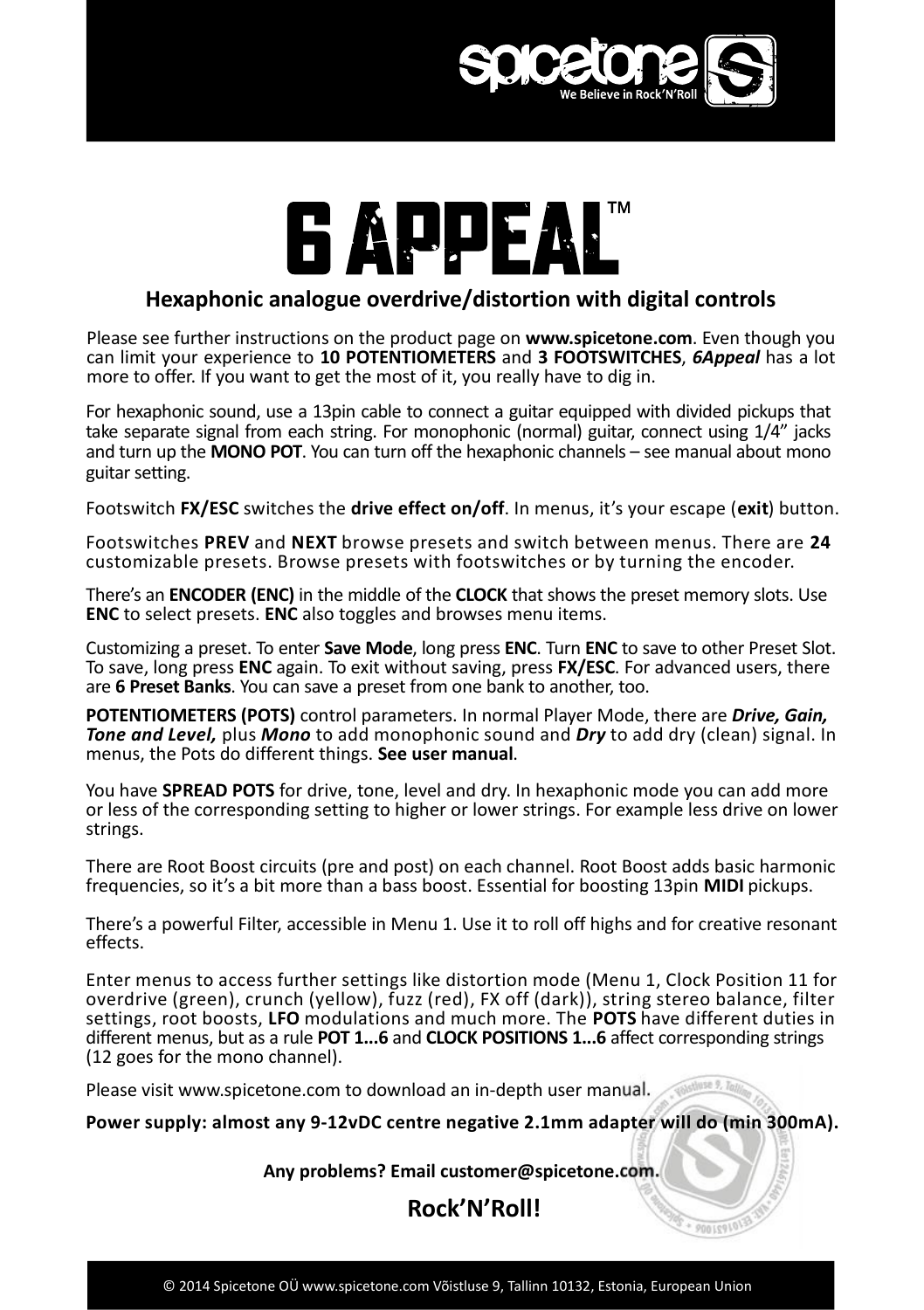spicetone

We Believe in Rock'N'Roll

# 6 APPEAL™

## Hexaphonic analogue overdrive/distortion with digital controls

Please see further instructions on the product page on **www.spicetone.com**. Even though you can limit your experience to **10 POTENTIOMETERS** and **3 FOOTSWITCHES**, ***6Appeal*** has a lot more to offer. If you want to get the most of it, you really have to dig in.

For hexaphonic sound, use a 13pin cable to connect a guitar equipped with divided pickups that take separate signal from each string. For monophonic (normal) guitar, connect using 1/4" jacks and turn up the **MONO POT**. You can turn off the hexaphonic channels – see manual about mono guitar setting.

Footswitch **FX/ESC** switches the **drive effect on/off**. In menus, it's your escape (**exit**) button.

Footswitches **PREV** and **NEXT** browse presets and switch between menus. There are **24** customizable presets. Browse presets with footswitches or by turning the encoder.

There's an **ENCODER (ENC)** in the middle of the **CLOCK** that shows the preset memory slots. Use **ENC** to select presets. **ENC** also toggles and browses menu items.

Customizing a preset. To enter **Save Mode**, long press **ENC**. Turn **ENC** to save to other Preset Slot. To save, long press **ENC** again. To exit without saving, press **FX/ESC**. For advanced users, there are **6 Preset Banks**. You can save a preset from one bank to another, too.

**POTENTIOMETERS (POTS)** control parameters. In normal Player Mode, there are ***Drive, Gain, Tone and Level,*** plus ***Mono*** to add monophonic sound and ***Dry*** to add dry (clean) signal. In menus, the Pots do different things. **See user manual**.

You have **SPREAD POTS** for drive, tone, level and dry. In hexaphonic mode you can add more or less of the corresponding setting to higher or lower strings. For example less drive on lower strings.

There are Root Boost circuits (pre and post) on each channel. Root Boost adds basic harmonic frequencies, so it's a bit more than a bass boost. Essential for boosting 13pin **MIDI** pickups.

There's a powerful Filter, accessible in Menu 1. Use it to roll off highs and for creative resonant effects.

Enter menus to access further settings like distortion mode (Menu 1, Clock Position 11 for overdrive (green), crunch (yellow), fuzz (red), FX off (dark)), string stereo balance, filter settings, root boosts, **LFO** modulations and much more. The **POTS** have different duties in different menus, but as a rule **POT 1...6** and **CLOCK POSITIONS 1...6** affect corresponding strings (12 goes for the mono channel).

Please visit www.spicetone.com to download an in-depth user manual.

**Power supply: almost any 9-12vDC centre negative 2.1mm adapter will do (min 300mA).**

**Any problems? Email customer@spicetone.com.**

**Rock'N'Roll!**

© 2014 Spicetone OÜ www.spicetone.com Võistluse 9, Tallinn 10132, Estonia, European Union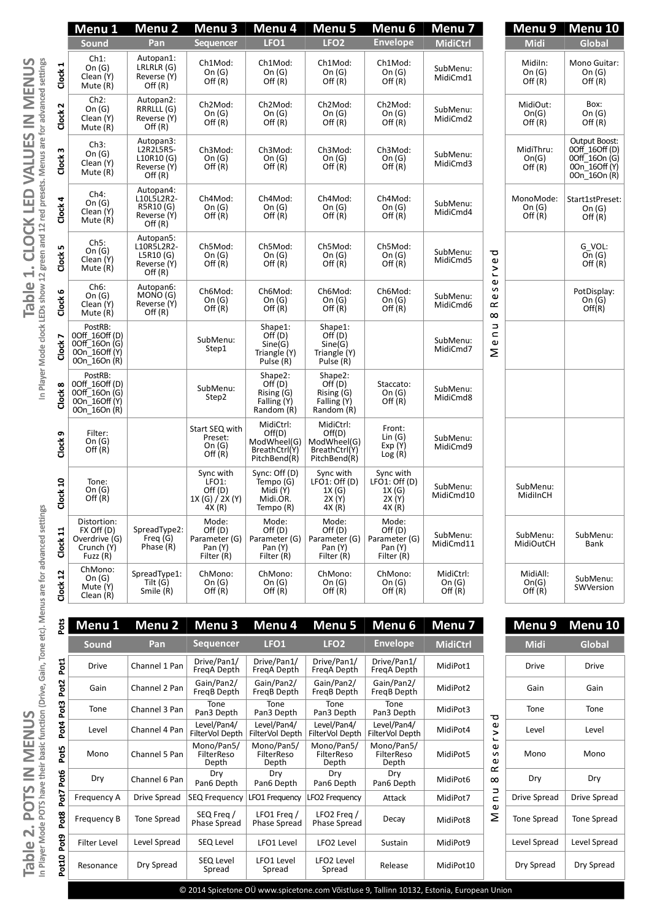## Table 1. CLOCK LED VALUES IN MENUS

In Player Mode clock LEDs show 12 green and 12 red presets. Menus are for advanced settings

| | Menu 1 Sound | Menu 2 Pan | Menu 3 Sequencer | Menu 4 LFO1 | Menu 5 LFO2 | Menu 6 Envelope | Menu 7 MidiCtrl | Menu 8 Reserved | Menu 9 Midi | Menu 10 Global |
|---|---|---|---|---|---|---|---|---|---|---|
| Clock 1 | Ch1: On (G) Clean (Y) Mute (R) | Autopan1: LRLRLR (G) Reverse (Y) Off (R) | Ch1Mod: On (G) Off (R) | Ch1Mod: On (G) Off (R) | Ch1Mod: On (G) Off (R) | Ch1Mod: On (G) Off (R) | SubMenu: MidiCmd1 | | MidiIn: On (G) Off (R) | Mono Guitar: On (G) Off (R) |
| Clock 2 | Ch2: On (G) Clean (Y) Mute (R) | Autopan2: RRRLLL (G) Reverse (Y) Off (R) | Ch2Mod: On (G) Off (R) | Ch2Mod: On (G) Off (R) | Ch2Mod: On (G) Off (R) | Ch2Mod: On (G) Off (R) | SubMenu: MidiCmd2 | | MidiOut: On(G) Off (R) | Box: On (G) Off (R) |
| Clock 3 | Ch3: On (G) Clean (Y) Mute (R) | Autopan3: L2R2L5R5-L10R10 (G) Reverse (Y) Off (R) | Ch3Mod: On (G) Off (R) | Ch3Mod: On (G) Off (R) | Ch3Mod: On (G) Off (R) | Ch3Mod: On (G) Off (R) | SubMenu: MidiCmd3 | | MidiThru: On(G) Off (R) | Output Boost: 0Off_16Off (D) 0Off_16On (G) 0On_16Off (Y) 0On_16On (R) |
| Clock 4 | Ch4: On (G) Clean (Y) Mute (R) | Autopan4: L10L5L2R2-R5R10 (G) Reverse (Y) Off (R) | Ch4Mod: On (G) Off (R) | Ch4Mod: On (G) Off (R) | Ch4Mod: On (G) Off (R) | Ch4Mod: On (G) Off (R) | SubMenu: MidiCmd4 | | MonoMode: On (G) Off (R) | Start1stPreset: On (G) Off (R) |
| Clock 5 | Ch5: On (G) Clean (Y) Mute (R) | Autopan5: L10R5L2R2-L5R10 (G) Reverse (Y) Off (R) | Ch5Mod: On (G) Off (R) | Ch5Mod: On (G) Off (R) | Ch5Mod: On (G) Off (R) | Ch5Mod: On (G) Off (R) | SubMenu: MidiCmd5 | | | G_VOL: On (G) Off (R) |
| Clock 6 | Ch6: On (G) Clean (Y) Mute (R) | Autopan6: MONO (G) Reverse (Y) Off (R) | Ch6Mod: On (G) Off (R) | Ch6Mod: On (G) Off (R) | Ch6Mod: On (G) Off (R) | Ch6Mod: On (G) Off (R) | SubMenu: MidiCmd6 | | | PotDisplay: On (G) Off(R) |
| Clock 7 | PostRB: 0Off_16Off (D) 0Off_16On (G) 0On_16Off (Y) 0On_16On (R) | | SubMenu: Step1 | Shape1: Off (D) Sine(G) Triangle (Y) Pulse (R) | Shape1: Off (D) Sine(G) Triangle (Y) Pulse (R) | | SubMenu: MidiCmd7 | | | |
| Clock 8 | PostRB: 0Off_16Off (D) 0Off_16On (G) 0On_16Off (Y) 0On_16On (R) | | SubMenu: Step2 | Shape2: Off (D) Rising (G) Falling (Y) Random (R) | Shape2: Off (D) Rising (G) Falling (Y) Random (R) | Staccato: On (G) Off (R) | SubMenu: MidiCmd8 | | | |
| Clock 9 | Filter: On (G) Off (R) | | Start SEQ with Preset: On (G) Off (R) | MidiCtrl: Off(D) ModWheel(G) BreathCtrl(Y) PitchBend(R) | MidiCtrl: Off(D) ModWheel(G) BreathCtrl(Y) PitchBend(R) | Front: Lin (G) Exp (Y) Log (R) | SubMenu: MidiCmd9 | | | |
| Clock 10 | Tone: On (G) Off (R) | | Sync with LFO1: Off (D) 1X (G) / 2X (Y) 4X (R) | Sync: Off (D) Tempo (G) Midi (Y) Midi.OR. Tempo (R) | Sync with LFO1: Off (D) 1X (G) 2X (Y) 4X (R) | Sync with LFO1: Off (D) 1X (G) 2X (Y) 4X (R) | SubMenu: MidiCmd10 | | SubMenu: MidiInCH | |
| Clock 11 | Distortion: FX Off (D) Overdrive (G) Crunch (Y) Fuzz (R) | SpreadType2: Freq (G) Phase (R) | Mode: Off (D) Parameter (G) Pan (Y) Filter (R) | Mode: Off (D) Parameter (G) Pan (Y) Filter (R) | Mode: Off (D) Parameter (G) Pan (Y) Filter (R) | Mode: Off (D) Parameter (G) Pan (Y) Filter (R) | SubMenu: MidiCmd11 | | SubMenu: MidiOutCH | SubMenu: Bank |
| Clock 12 | ChMono: On (G) Mute (Y) Clean (R) | SpreadType1: Tilt (G) Smile (R) | ChMono: On (G) Off (R) | ChMono: On (G) Off (R) | ChMono: On (G) Off (R) | ChMono: On (G) Off (R) | MidiCtrl: On (G) Off (R) | | MidiAll: On(G) Off (R) | SubMenu: SWVersion |

## Table 2. POTS IN MENUS

In Player Mode POTS have their basic function (Drive, Gain, Tone etc). Menus are for advanced settings

| Pots | Menu 1 Sound | Menu 2 Pan | Menu 3 Sequencer | Menu 4 LFO1 | Menu 5 LFO2 | Menu 6 Envelope | Menu 7 MidiCtrl | Menu 8 Reserved | Menu 9 Midi | Menu 10 Global |
|---|---|---|---|---|---|---|---|---|---|---|
| Pot1 | Drive | Channel 1 Pan | Drive/Pan1/ FreqA Depth | Drive/Pan1/ FreqA Depth | Drive/Pan1/ FreqA Depth | Drive/Pan1/ FreqA Depth | MidiPot1 | | Drive | Drive |
| Pot2 | Gain | Channel 2 Pan | Gain/Pan2/ FreqB Depth | Gain/Pan2/ FreqB Depth | Gain/Pan2/ FreqB Depth | Gain/Pan2/ FreqB Depth | MidiPot2 | | Gain | Gain |
| Pot3 | Tone | Channel 3 Pan | Tone Pan3 Depth | Tone Pan3 Depth | Tone Pan3 Depth | Tone Pan3 Depth | MidiPot3 | | Tone | Tone |
| Pot4 | Level | Channel 4 Pan | Level/Pan4/ FilterVol Depth | Level/Pan4/ FilterVol Depth | Level/Pan4/ FilterVol Depth | Level/Pan4/ FilterVol Depth | MidiPot4 | | Level | Level |
| Pot5 | Mono | Channel 5 Pan | Mono/Pan5/ FilterReso Depth | Mono/Pan5/ FilterReso Depth | Mono/Pan5/ FilterReso Depth | Mono/Pan5/ FilterReso Depth | MidiPot5 | | Mono | Mono |
| Pot6 | Dry | Channel 6 Pan | Dry Pan6 Depth | Dry Pan6 Depth | Dry Pan6 Depth | Dry Pan6 Depth | MidiPot6 | | Dry | Dry |
| Pot7 | Frequency A | Drive Spread | SEQ Frequency | LFO1 Frequency | LFO2 Frequency | Attack | MidiPot7 | | Drive Spread | Drive Spread |
| Pot8 | Frequency B | Tone Spread | SEQ Freq / Phase Spread | LFO1 Freq / Phase Spread | LFO2 Freq / Phase Spread | Decay | MidiPot8 | | Tone Spread | Tone Spread |
| Pot9 | Filter Level | Level Spread | SEQ Level | LFO1 Level | LFO2 Level | Sustain | MidiPot9 | | Level Spread | Level Spread |
| Pot10 | Resonance | Dry Spread | SEQ Level Spread | LFO1 Level Spread | LFO2 Level Spread | Release | MidiPot10 | | Dry Spread | Dry Spread |

© 2014 Spicetone OÜ www.spicetone.com Võistluse 9, Tallinn 10132, Estonia, European Union